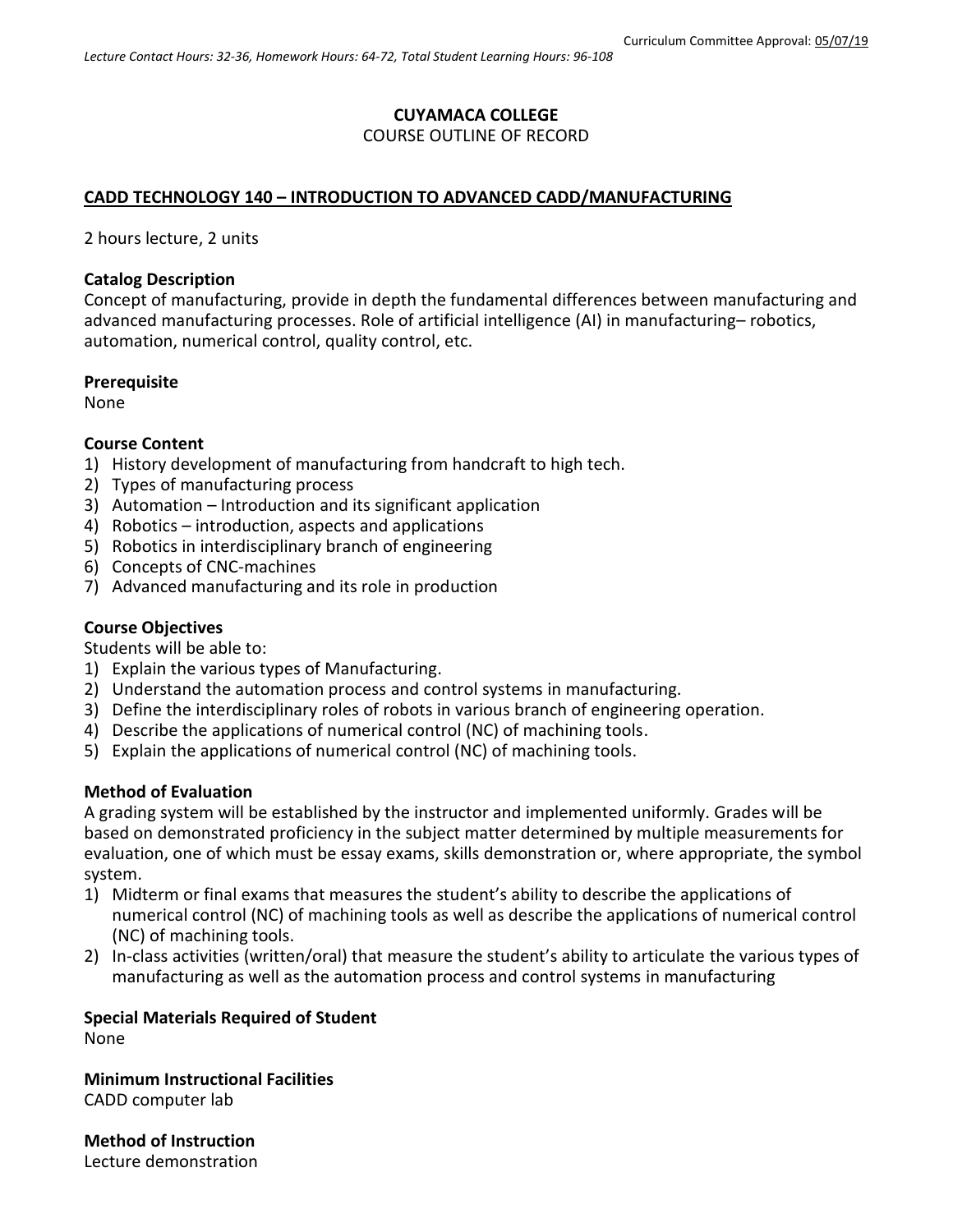Curriculum Committee Approval: 05/07/19

*Lecture Contact Hours: 32-36, Homework Hours: 64-72, Total Student Learning Hours: 96-108*

# CUYAMACA COLLEGE
COURSE OUTLINE OF RECORD

## CADD TECHNOLOGY 140 – INTRODUCTION TO ADVANCED CADD/MANUFACTURING

2 hours lecture, 2 units

### Catalog Description
Concept of manufacturing, provide in depth the fundamental differences between manufacturing and advanced manufacturing processes. Role of artificial intelligence (AI) in manufacturing– robotics, automation, numerical control, quality control, etc.

### Prerequisite
None

### Course Content
1) History development of manufacturing from handcraft to high tech.
2) Types of manufacturing process
3) Automation – Introduction and its significant application
4) Robotics – introduction, aspects and applications
5) Robotics in interdisciplinary branch of engineering
6) Concepts of CNC-machines
7) Advanced manufacturing and its role in production

### Course Objectives
Students will be able to:
1) Explain the various types of Manufacturing.
2) Understand the automation process and control systems in manufacturing.
3) Define the interdisciplinary roles of robots in various branch of engineering operation.
4) Describe the applications of numerical control (NC) of machining tools.
5) Explain the applications of numerical control (NC) of machining tools.

### Method of Evaluation
A grading system will be established by the instructor and implemented uniformly. Grades will be based on demonstrated proficiency in the subject matter determined by multiple measurements for evaluation, one of which must be essay exams, skills demonstration or, where appropriate, the symbol system.
1) Midterm or final exams that measures the student's ability to describe the applications of numerical control (NC) of machining tools as well as describe the applications of numerical control (NC) of machining tools.
2) In-class activities (written/oral) that measure the student's ability to articulate the various types of manufacturing as well as the automation process and control systems in manufacturing

### Special Materials Required of Student
None

### Minimum Instructional Facilities
CADD computer lab

### Method of Instruction
Lecture demonstration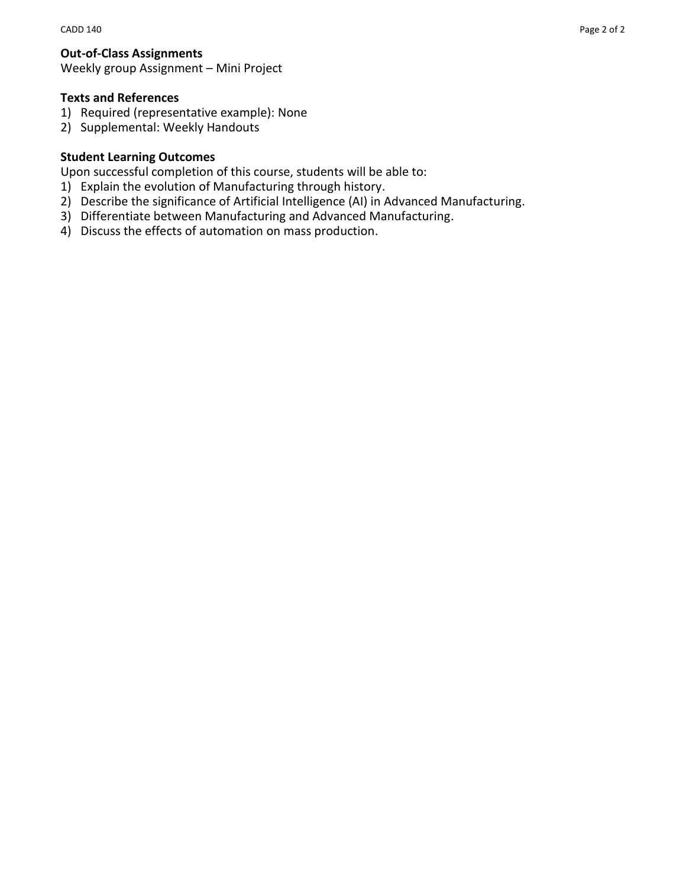**Out-of-Class Assignments**
Weekly group Assignment – Mini Project

**Texts and References**
1) Required (representative example): None
2) Supplemental: Weekly Handouts

**Student Learning Outcomes**
Upon successful completion of this course, students will be able to:
1) Explain the evolution of Manufacturing through history.
2) Describe the significance of Artificial Intelligence (AI) in Advanced Manufacturing.
3) Differentiate between Manufacturing and Advanced Manufacturing.
4) Discuss the effects of automation on mass production.